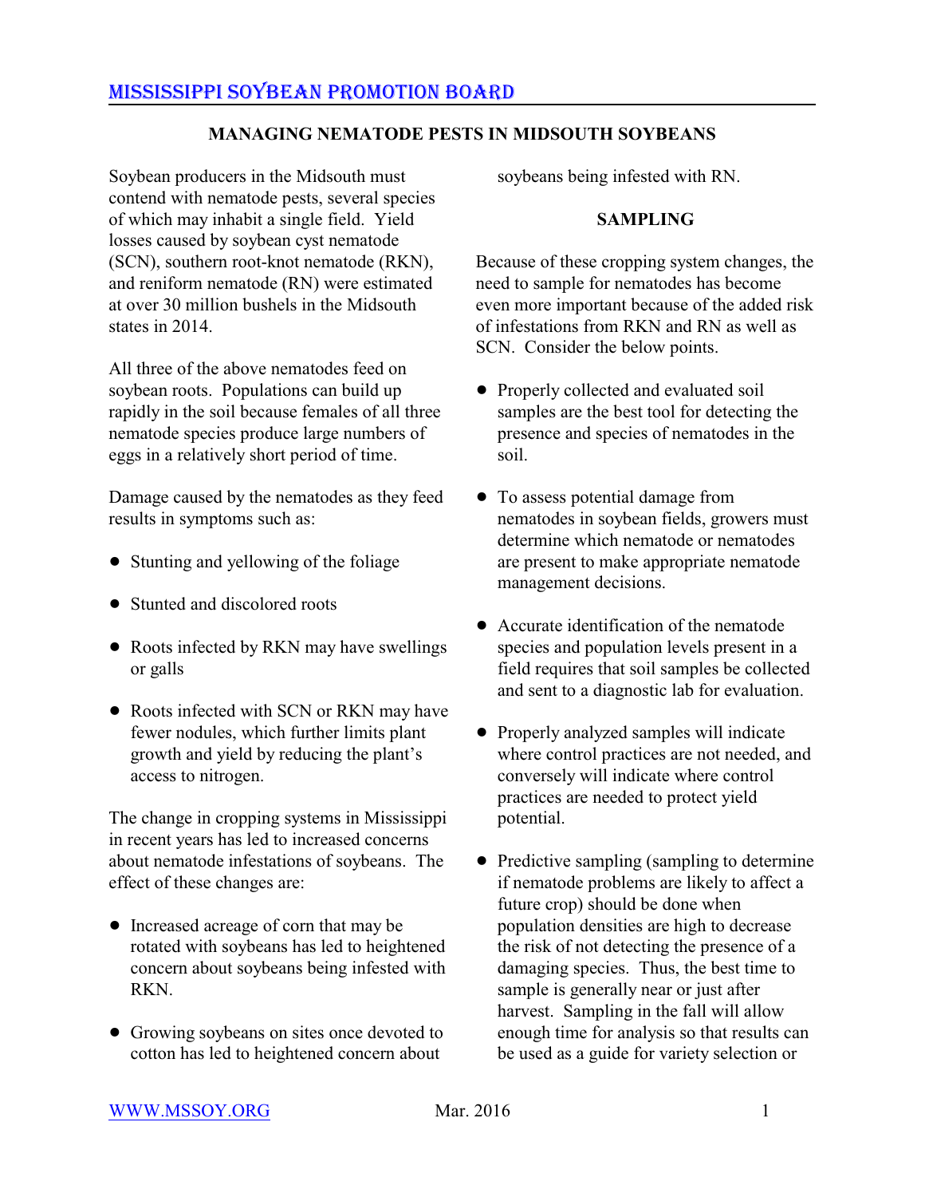# MISSISSIPPI SOYBEAN PROMOTION BOARD

## MANAGING NEMATODE PESTS IN MIDSOUTH SOYBEANS

Soybean producers in the Midsouth must contend with nematode pests, several species of which may inhabit a single field. Yield losses caused by soybean cyst nematode (SCN), southern root-knot nematode (RKN), and reniform nematode (RN) were estimated at over 30 million bushels in the Midsouth states in 2014.

All three of the above nematodes feed on soybean roots. Populations can build up rapidly in the soil because females of all three nematode species produce large numbers of eggs in a relatively short period of time.

Damage caused by the nematodes as they feed results in symptoms such as:

- Stunting and yellowing of the foliage
- Stunted and discolored roots
- Roots infected by RKN may have swellings or galls
- Roots infected with SCN or RKN may have fewer nodules, which further limits plant growth and yield by reducing the plant's access to nitrogen.

The change in cropping systems in Mississippi in recent years has led to increased concerns about nematode infestations of soybeans. The effect of these changes are:

- Increased acreage of corn that may be rotated with soybeans has led to heightened concern about soybeans being infested with RKN.
- Growing soybeans on sites once devoted to cotton has led to heightened concern about soybeans being infested with RN.

### SAMPLING

Because of these cropping system changes, the need to sample for nematodes has become even more important because of the added risk of infestations from RKN and RN as well as SCN. Consider the below points.

- Properly collected and evaluated soil samples are the best tool for detecting the presence and species of nematodes in the soil.
- To assess potential damage from nematodes in soybean fields, growers must determine which nematode or nematodes are present to make appropriate nematode management decisions.
- Accurate identification of the nematode species and population levels present in a field requires that soil samples be collected and sent to a diagnostic lab for evaluation.
- Properly analyzed samples will indicate where control practices are not needed, and conversely will indicate where control practices are needed to protect yield potential.
- Predictive sampling (sampling to determine if nematode problems are likely to affect a future crop) should be done when population densities are high to decrease the risk of not detecting the presence of a damaging species. Thus, the best time to sample is generally near or just after harvest. Sampling in the fall will allow enough time for analysis so that results can be used as a guide for variety selection or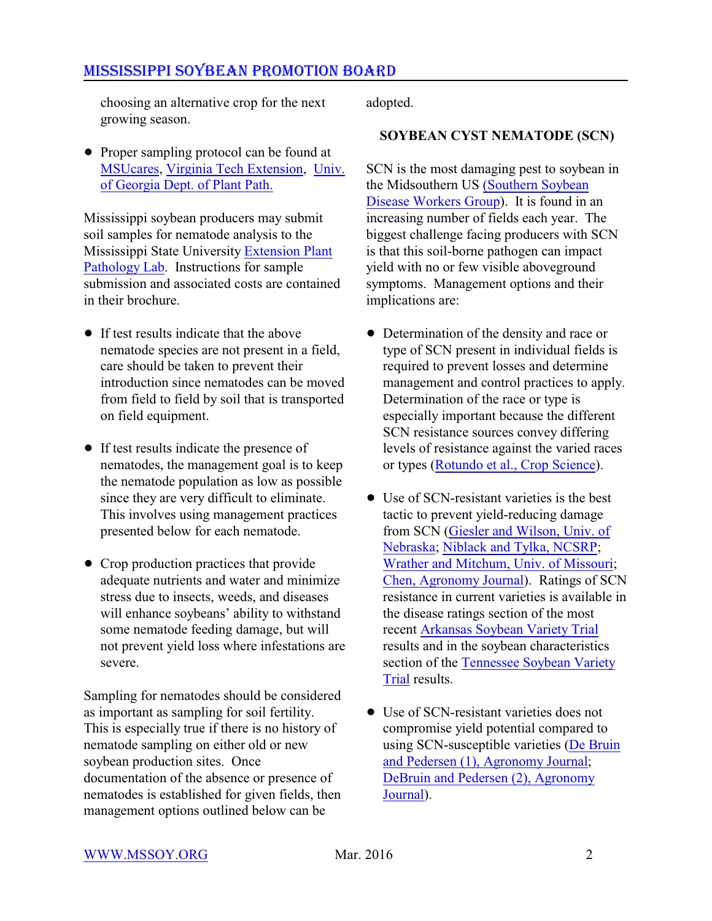choosing an alternative crop for the next growing season.

- Proper sampling protocol can be found at MSUcares, Virginia Tech Extension, Univ. of Georgia Dept. of Plant Path.

Mississippi soybean producers may submit soil samples for nematode analysis to the Mississippi State University Extension Plant Pathology Lab. Instructions for sample submission and associated costs are contained in their brochure.

- If test results indicate that the above nematode species are not present in a field, care should be taken to prevent their introduction since nematodes can be moved from field to field by soil that is transported on field equipment.

- If test results indicate the presence of nematodes, the management goal is to keep the nematode population as low as possible since they are very difficult to eliminate. This involves using management practices presented below for each nematode.

- Crop production practices that provide adequate nutrients and water and minimize stress due to insects, weeds, and diseases will enhance soybeans' ability to withstand some nematode feeding damage, but will not prevent yield loss where infestations are severe.

Sampling for nematodes should be considered as important as sampling for soil fertility. This is especially true if there is no history of nematode sampling on either old or new soybean production sites. Once documentation of the absence or presence of nematodes is established for given fields, then management options outlined below can be adopted.

## SOYBEAN CYST NEMATODE (SCN)

SCN is the most damaging pest to soybean in the Midsouthern US (Southern Soybean Disease Workers Group). It is found in an increasing number of fields each year. The biggest challenge facing producers with SCN is that this soil-borne pathogen can impact yield with no or few visible aboveground symptoms. Management options and their implications are:

- Determination of the density and race or type of SCN present in individual fields is required to prevent losses and determine management and control practices to apply. Determination of the race or type is especially important because the different SCN resistance sources convey differing levels of resistance against the varied races or types (Rotundo et al., Crop Science).

- Use of SCN-resistant varieties is the best tactic to prevent yield-reducing damage from SCN (Giesler and Wilson, Univ. of Nebraska; Niblack and Tylka, NCSRP; Wrather and Mitchum, Univ. of Missouri; Chen, Agronomy Journal). Ratings of SCN resistance in current varieties is available in the disease ratings section of the most recent Arkansas Soybean Variety Trial results and in the soybean characteristics section of the Tennessee Soybean Variety Trial results.

- Use of SCN-resistant varieties does not compromise yield potential compared to using SCN-susceptible varieties (De Bruin and Pedersen (1), Agronomy Journal; DeBruin and Pedersen (2), Agronomy Journal).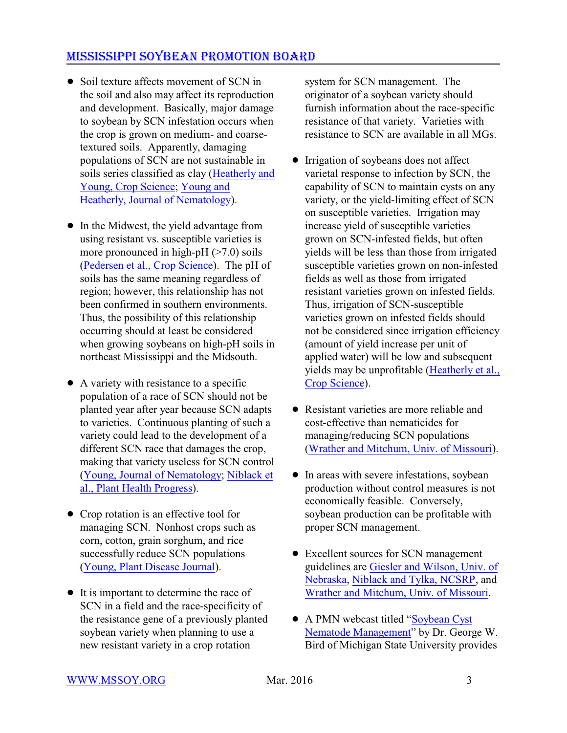- Soil texture affects movement of SCN in the soil and also may affect its reproduction and development. Basically, major damage to soybean by SCN infestation occurs when the crop is grown on medium- and coarse-textured soils. Apparently, damaging populations of SCN are not sustainable in soils series classified as clay (Heatherly and Young, Crop Science; Young and Heatherly, Journal of Nematology).

- In the Midwest, the yield advantage from using resistant vs. susceptible varieties is more pronounced in high-pH (>7.0) soils (Pedersen et al., Crop Science). The pH of soils has the same meaning regardless of region; however, this relationship has not been confirmed in southern environments. Thus, the possibility of this relationship occurring should at least be considered when growing soybeans on high-pH soils in northeast Mississippi and the Midsouth.

- A variety with resistance to a specific population of a race of SCN should not be planted year after year because SCN adapts to varieties. Continuous planting of such a variety could lead to the development of a different SCN race that damages the crop, making that variety useless for SCN control (Young, Journal of Nematology; Niblack et al., Plant Health Progress).

- Crop rotation is an effective tool for managing SCN. Nonhost crops such as corn, cotton, grain sorghum, and rice successfully reduce SCN populations (Young, Plant Disease Journal).

- It is important to determine the race of SCN in a field and the race-specificity of the resistance gene of a previously planted soybean variety when planning to use a new resistant variety in a crop rotation system for SCN management. The originator of a soybean variety should furnish information about the race-specific resistance of that variety. Varieties with resistance to SCN are available in all MGs.

- Irrigation of soybeans does not affect varietal response to infection by SCN, the capability of SCN to maintain cysts on any variety, or the yield-limiting effect of SCN on susceptible varieties. Irrigation may increase yield of susceptible varieties grown on SCN-infested fields, but often yields will be less than those from irrigated susceptible varieties grown on non-infested fields as well as those from irrigated resistant varieties grown on infested fields. Thus, irrigation of SCN-susceptible varieties grown on infested fields should not be considered since irrigation efficiency (amount of yield increase per unit of applied water) will be low and subsequent yields may be unprofitable (Heatherly et al., Crop Science).

- Resistant varieties are more reliable and cost-effective than nematicides for managing/reducing SCN populations (Wrather and Mitchum, Univ. of Missouri).

- In areas with severe infestations, soybean production without control measures is not economically feasible. Conversely, soybean production can be profitable with proper SCN management.

- Excellent sources for SCN management guidelines are Giesler and Wilson, Univ. of Nebraska, Niblack and Tylka, NCSRP, and Wrather and Mitchum, Univ. of Missouri.

- A PMN webcast titled "Soybean Cyst Nematode Management" by Dr. George W. Bird of Michigan State University provides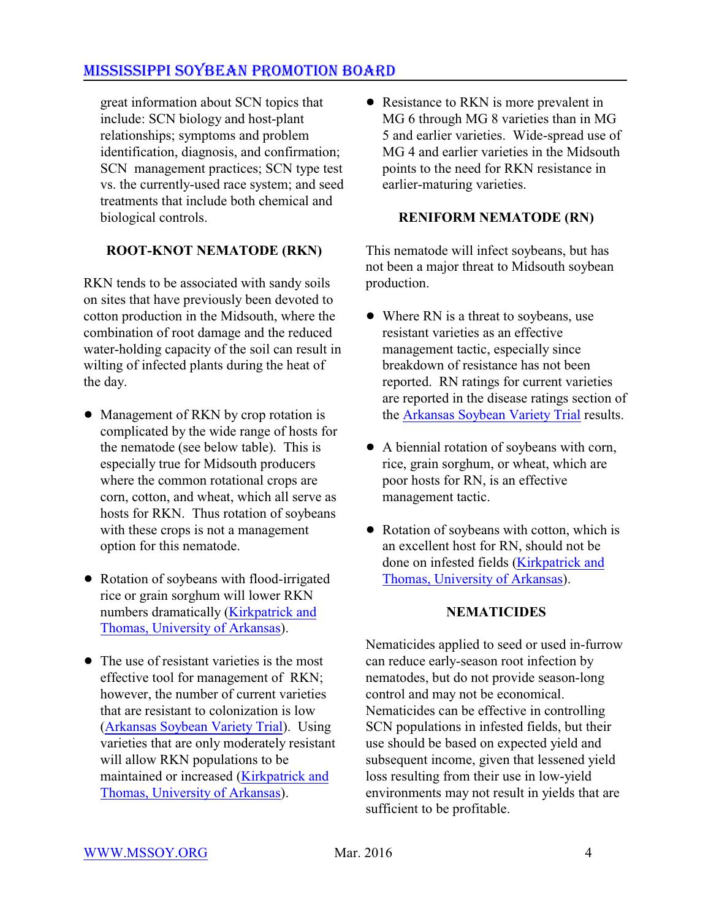great information about SCN topics that include: SCN biology and host-plant relationships; symptoms and problem identification, diagnosis, and confirmation; SCN management practices; SCN type test vs. the currently-used race system; and seed treatments that include both chemical and biological controls.

### ROOT-KNOT NEMATODE (RKN)

RKN tends to be associated with sandy soils on sites that have previously been devoted to cotton production in the Midsouth, where the combination of root damage and the reduced water-holding capacity of the soil can result in wilting of infected plants during the heat of the day.

- Management of RKN by crop rotation is complicated by the wide range of hosts for the nematode (see below table). This is especially true for Midsouth producers where the common rotational crops are corn, cotton, and wheat, which all serve as hosts for RKN. Thus rotation of soybeans with these crops is not a management option for this nematode.

- Rotation of soybeans with flood-irrigated rice or grain sorghum will lower RKN numbers dramatically (Kirkpatrick and Thomas, University of Arkansas).

- The use of resistant varieties is the most effective tool for management of RKN; however, the number of current varieties that are resistant to colonization is low (Arkansas Soybean Variety Trial). Using varieties that are only moderately resistant will allow RKN populations to be maintained or increased (Kirkpatrick and Thomas, University of Arkansas).

- Resistance to RKN is more prevalent in MG 6 through MG 8 varieties than in MG 5 and earlier varieties. Wide-spread use of MG 4 and earlier varieties in the Midsouth points to the need for RKN resistance in earlier-maturing varieties.

### RENIFORM NEMATODE (RN)

This nematode will infect soybeans, but has not been a major threat to Midsouth soybean production.

- Where RN is a threat to soybeans, use resistant varieties as an effective management tactic, especially since breakdown of resistance has not been reported. RN ratings for current varieties are reported in the disease ratings section of the Arkansas Soybean Variety Trial results.

- A biennial rotation of soybeans with corn, rice, grain sorghum, or wheat, which are poor hosts for RN, is an effective management tactic.

- Rotation of soybeans with cotton, which is an excellent host for RN, should not be done on infested fields (Kirkpatrick and Thomas, University of Arkansas).

### NEMATICIDES

Nematicides applied to seed or used in-furrow can reduce early-season root infection by nematodes, but do not provide season-long control and may not be economical. Nematicides can be effective in controlling SCN populations in infested fields, but their use should be based on expected yield and subsequent income, given that lessened yield loss resulting from their use in low-yield environments may not result in yields that are sufficient to be profitable.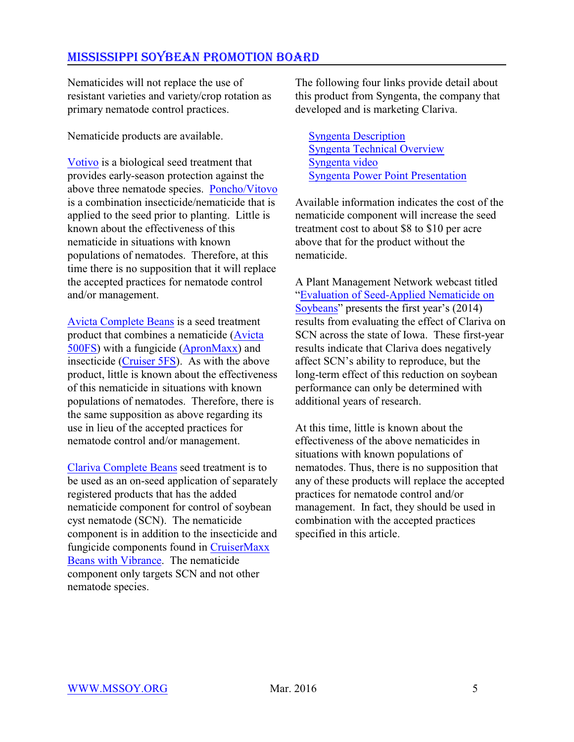Nematicides will not replace the use of resistant varieties and variety/crop rotation as primary nematode control practices.

Nematicide products are available.

Votivo is a biological seed treatment that provides early-season protection against the above three nematode species. Poncho/Vitovo is a combination insecticide/nematicide that is applied to the seed prior to planting. Little is known about the effectiveness of this nematicide in situations with known populations of nematodes. Therefore, at this time there is no supposition that it will replace the accepted practices for nematode control and/or management.

Avicta Complete Beans is a seed treatment product that combines a nematicide (Avicta 500FS) with a fungicide (ApronMaxx) and insecticide (Cruiser 5FS). As with the above product, little is known about the effectiveness of this nematicide in situations with known populations of nematodes. Therefore, there is the same supposition as above regarding its use in lieu of the accepted practices for nematode control and/or management.

Clariva Complete Beans seed treatment is to be used as an on-seed application of separately registered products that has the added nematicide component for control of soybean cyst nematode (SCN). The nematicide component is in addition to the insecticide and fungicide components found in CruiserMaxx Beans with Vibrance. The nematicide component only targets SCN and not other nematode species.

The following four links provide detail about this product from Syngenta, the company that developed and is marketing Clariva.

- Syngenta Description
- Syngenta Technical Overview
- Syngenta video
- Syngenta Power Point Presentation

Available information indicates the cost of the nematicide component will increase the seed treatment cost to about $8 to $10 per acre above that for the product without the nematicide.

A Plant Management Network webcast titled "Evaluation of Seed-Applied Nematicide on Soybeans" presents the first year's (2014) results from evaluating the effect of Clariva on SCN across the state of Iowa. These first-year results indicate that Clariva does negatively affect SCN's ability to reproduce, but the long-term effect of this reduction on soybean performance can only be determined with additional years of research.

At this time, little is known about the effectiveness of the above nematicides in situations with known populations of nematodes. Thus, there is no supposition that any of these products will replace the accepted practices for nematode control and/or management. In fact, they should be used in combination with the accepted practices specified in this article.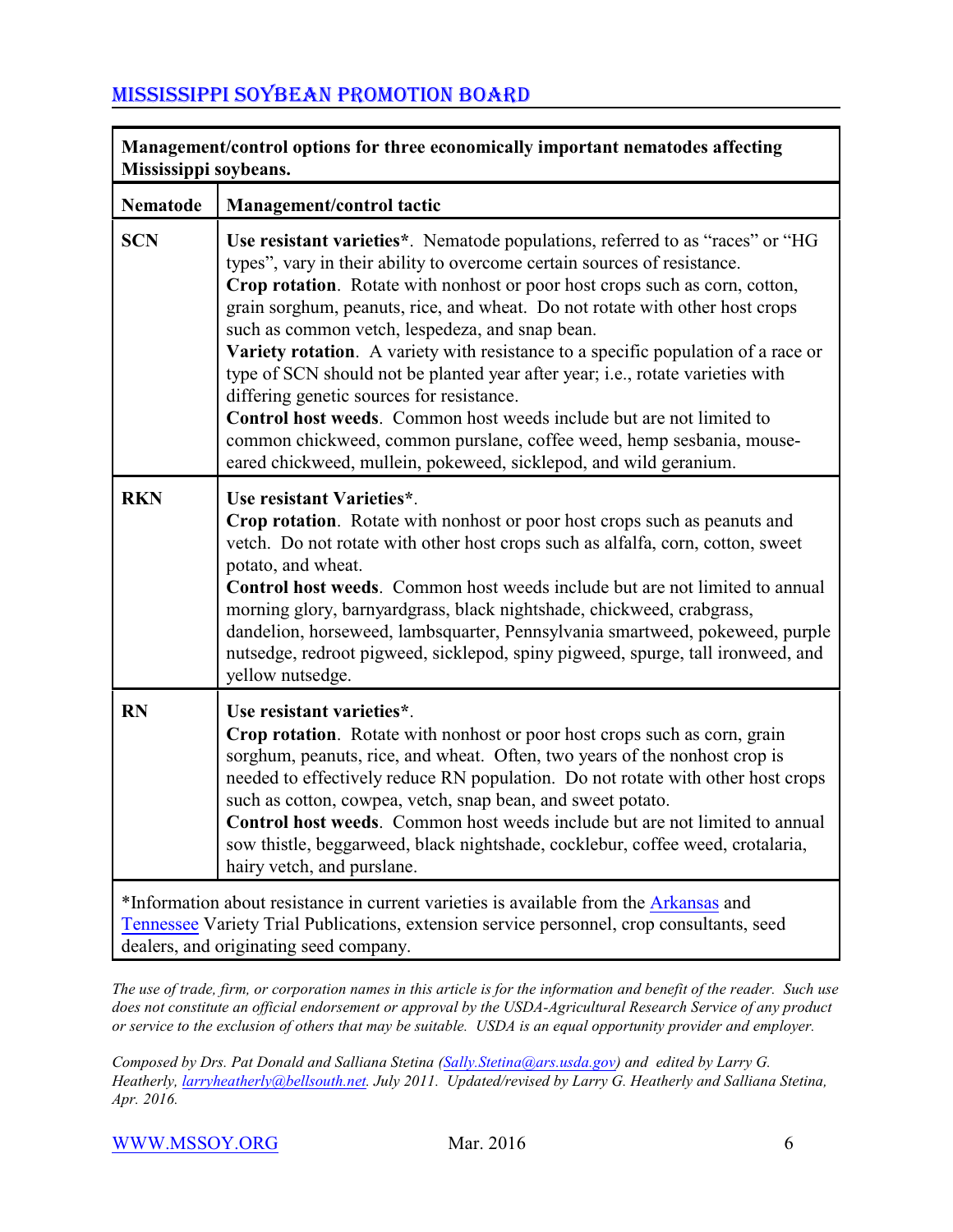| Management/control options for three economically important nematodes affecting Mississippi soybeans. | |
|---|---|
| **Nematode** | **Management/control tactic** |
| **SCN** | **Use resistant varieties\***. Nematode populations, referred to as "races" or "HG types", vary in their ability to overcome certain sources of resistance. **Crop rotation**. Rotate with nonhost or poor host crops such as corn, cotton, grain sorghum, peanuts, rice, and wheat. Do not rotate with other host crops such as common vetch, lespedeza, and snap bean. **Variety rotation**. A variety with resistance to a specific population of a race or type of SCN should not be planted year after year; i.e., rotate varieties with differing genetic sources for resistance. **Control host weeds**. Common host weeds include but are not limited to common chickweed, common purslane, coffee weed, hemp sesbania, mouse-eared chickweed, mullein, pokeweed, sicklepod, and wild geranium. |
| **RKN** | **Use resistant Varieties\***. **Crop rotation**. Rotate with nonhost or poor host crops such as peanuts and vetch. Do not rotate with other host crops such as alfalfa, corn, cotton, sweet potato, and wheat. **Control host weeds**. Common host weeds include but are not limited to annual morning glory, barnyardgrass, black nightshade, chickweed, crabgrass, dandelion, horseweed, lambsquarter, Pennsylvania smartweed, pokeweed, purple nutsedge, redroot pigweed, sicklepod, spiny pigweed, spurge, tall ironweed, and yellow nutsedge. |
| **RN** | **Use resistant varieties\***. **Crop rotation**. Rotate with nonhost or poor host crops such as corn, grain sorghum, peanuts, rice, and wheat. Often, two years of the nonhost crop is needed to effectively reduce RN population. Do not rotate with other host crops such as cotton, cowpea, vetch, snap bean, and sweet potato. **Control host weeds**. Common host weeds include but are not limited to annual sow thistle, beggarweed, black nightshade, cocklebur, coffee weed, crotalaria, hairy vetch, and purslane. |

\*Information about resistance in current varieties is available from the Arkansas and Tennessee Variety Trial Publications, extension service personnel, crop consultants, seed dealers, and originating seed company.

*The use of trade, firm, or corporation names in this article is for the information and benefit of the reader. Such use does not constitute an official endorsement or approval by the USDA-Agricultural Research Service of any product or service to the exclusion of others that may be suitable. USDA is an equal opportunity provider and employer.*

*Composed by Drs. Pat Donald and Salliana Stetina (Sally.Stetina@ars.usda.gov) and edited by Larry G. Heatherly, larryheatherly@bellsouth.net. July 2011. Updated/revised by Larry G. Heatherly and Salliana Stetina, Apr. 2016.*